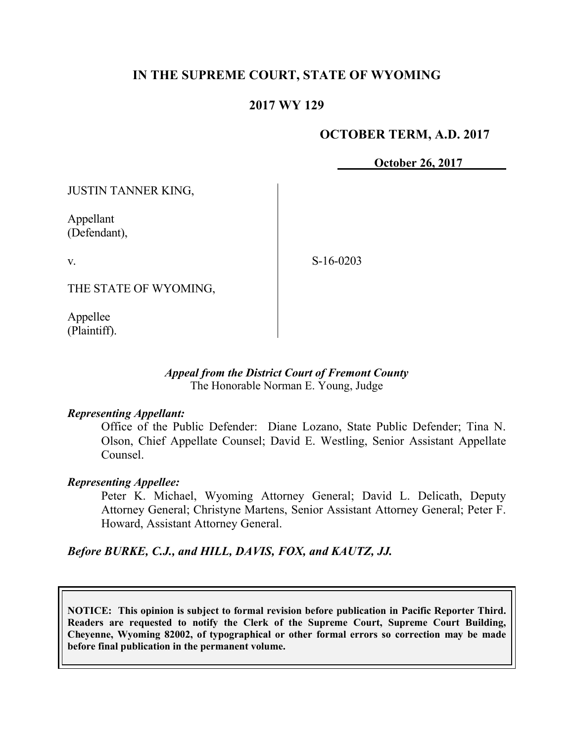# IN THE SUPREME COURT, STATE OF WYOMING

## 2017 WY 129

**OCTOBER TERM, A.D. 2017**

**October 26, 2017**

JUSTIN TANNER KING,

Appellant
(Defendant),

v.

S-16-0203

THE STATE OF WYOMING,

Appellee
(Plaintiff).

*Appeal from the District Court of Fremont County*
The Honorable Norman E. Young, Judge

***Representing Appellant:***

Office of the Public Defender: Diane Lozano, State Public Defender; Tina N. Olson, Chief Appellate Counsel; David E. Westling, Senior Assistant Appellate Counsel.

***Representing Appellee:***

Peter K. Michael, Wyoming Attorney General; David L. Delicath, Deputy Attorney General; Christyne Martens, Senior Assistant Attorney General; Peter F. Howard, Assistant Attorney General.

***Before BURKE, C.J., and HILL, DAVIS, FOX, and KAUTZ, JJ.***

**NOTICE: This opinion is subject to formal revision before publication in Pacific Reporter Third. Readers are requested to notify the Clerk of the Supreme Court, Supreme Court Building, Cheyenne, Wyoming 82002, of typographical or other formal errors so correction may be made before final publication in the permanent volume.**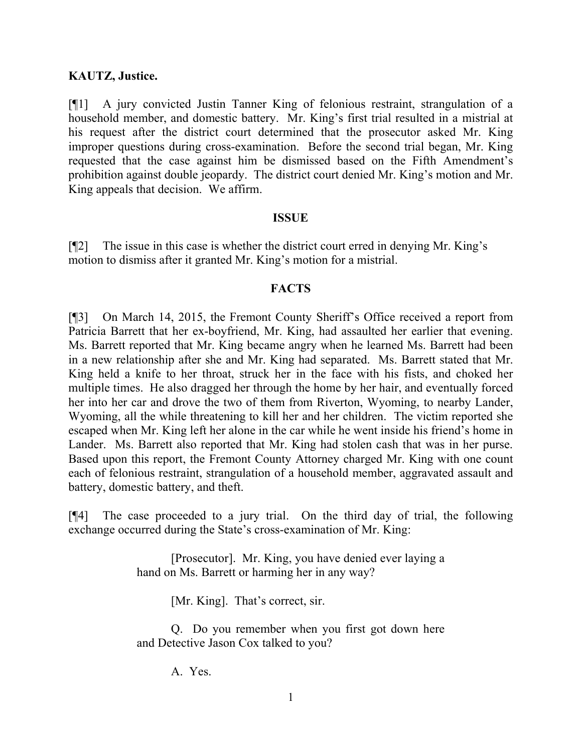**KAUTZ, Justice.**

[¶1] A jury convicted Justin Tanner King of felonious restraint, strangulation of a household member, and domestic battery. Mr. King's first trial resulted in a mistrial at his request after the district court determined that the prosecutor asked Mr. King improper questions during cross-examination. Before the second trial began, Mr. King requested that the case against him be dismissed based on the Fifth Amendment's prohibition against double jeopardy. The district court denied Mr. King's motion and Mr. King appeals that decision. We affirm.

## ISSUE

[¶2] The issue in this case is whether the district court erred in denying Mr. King's motion to dismiss after it granted Mr. King's motion for a mistrial.

## FACTS

[¶3] On March 14, 2015, the Fremont County Sheriff's Office received a report from Patricia Barrett that her ex-boyfriend, Mr. King, had assaulted her earlier that evening. Ms. Barrett reported that Mr. King became angry when he learned Ms. Barrett had been in a new relationship after she and Mr. King had separated. Ms. Barrett stated that Mr. King held a knife to her throat, struck her in the face with his fists, and choked her multiple times. He also dragged her through the home by her hair, and eventually forced her into her car and drove the two of them from Riverton, Wyoming, to nearby Lander, Wyoming, all the while threatening to kill her and her children. The victim reported she escaped when Mr. King left her alone in the car while he went inside his friend's home in Lander. Ms. Barrett also reported that Mr. King had stolen cash that was in her purse. Based upon this report, the Fremont County Attorney charged Mr. King with one count each of felonious restraint, strangulation of a household member, aggravated assault and battery, domestic battery, and theft.

[¶4] The case proceeded to a jury trial. On the third day of trial, the following exchange occurred during the State's cross-examination of Mr. King:

> [Prosecutor]. Mr. King, you have denied ever laying a hand on Ms. Barrett or harming her in any way?
>
> [Mr. King]. That's correct, sir.
>
> Q. Do you remember when you first got down here and Detective Jason Cox talked to you?
>
> A. Yes.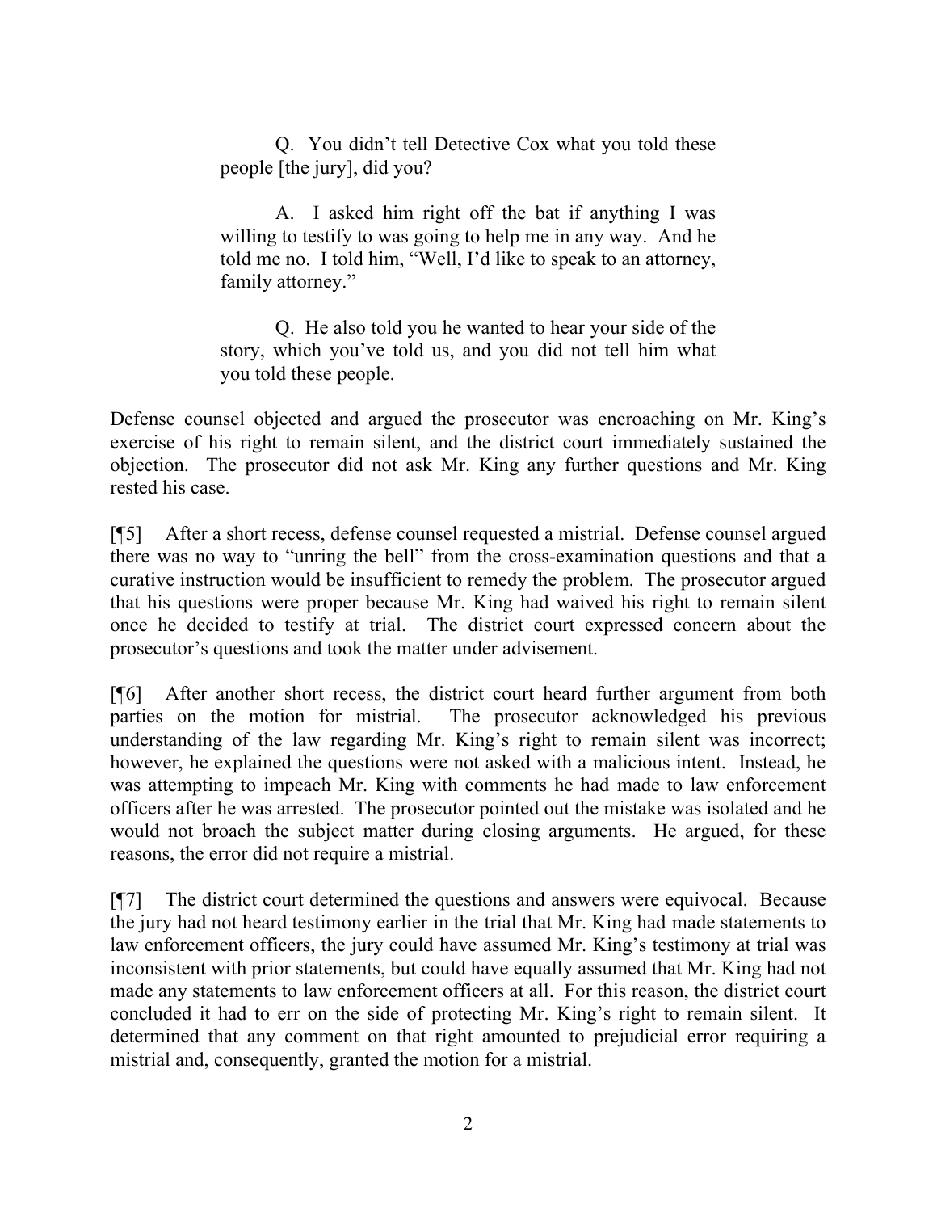> Q. You didn't tell Detective Cox what you told these people [the jury], did you?
>
> A. I asked him right off the bat if anything I was willing to testify to was going to help me in any way. And he told me no. I told him, "Well, I'd like to speak to an attorney, family attorney."
>
> Q. He also told you he wanted to hear your side of the story, which you've told us, and you did not tell him what you told these people.

Defense counsel objected and argued the prosecutor was encroaching on Mr. King's exercise of his right to remain silent, and the district court immediately sustained the objection. The prosecutor did not ask Mr. King any further questions and Mr. King rested his case.

[¶5] After a short recess, defense counsel requested a mistrial. Defense counsel argued there was no way to "unring the bell" from the cross-examination questions and that a curative instruction would be insufficient to remedy the problem. The prosecutor argued that his questions were proper because Mr. King had waived his right to remain silent once he decided to testify at trial. The district court expressed concern about the prosecutor's questions and took the matter under advisement.

[¶6] After another short recess, the district court heard further argument from both parties on the motion for mistrial. The prosecutor acknowledged his previous understanding of the law regarding Mr. King's right to remain silent was incorrect; however, he explained the questions were not asked with a malicious intent. Instead, he was attempting to impeach Mr. King with comments he had made to law enforcement officers after he was arrested. The prosecutor pointed out the mistake was isolated and he would not broach the subject matter during closing arguments. He argued, for these reasons, the error did not require a mistrial.

[¶7] The district court determined the questions and answers were equivocal. Because the jury had not heard testimony earlier in the trial that Mr. King had made statements to law enforcement officers, the jury could have assumed Mr. King's testimony at trial was inconsistent with prior statements, but could have equally assumed that Mr. King had not made any statements to law enforcement officers at all. For this reason, the district court concluded it had to err on the side of protecting Mr. King's right to remain silent. It determined that any comment on that right amounted to prejudicial error requiring a mistrial and, consequently, granted the motion for a mistrial.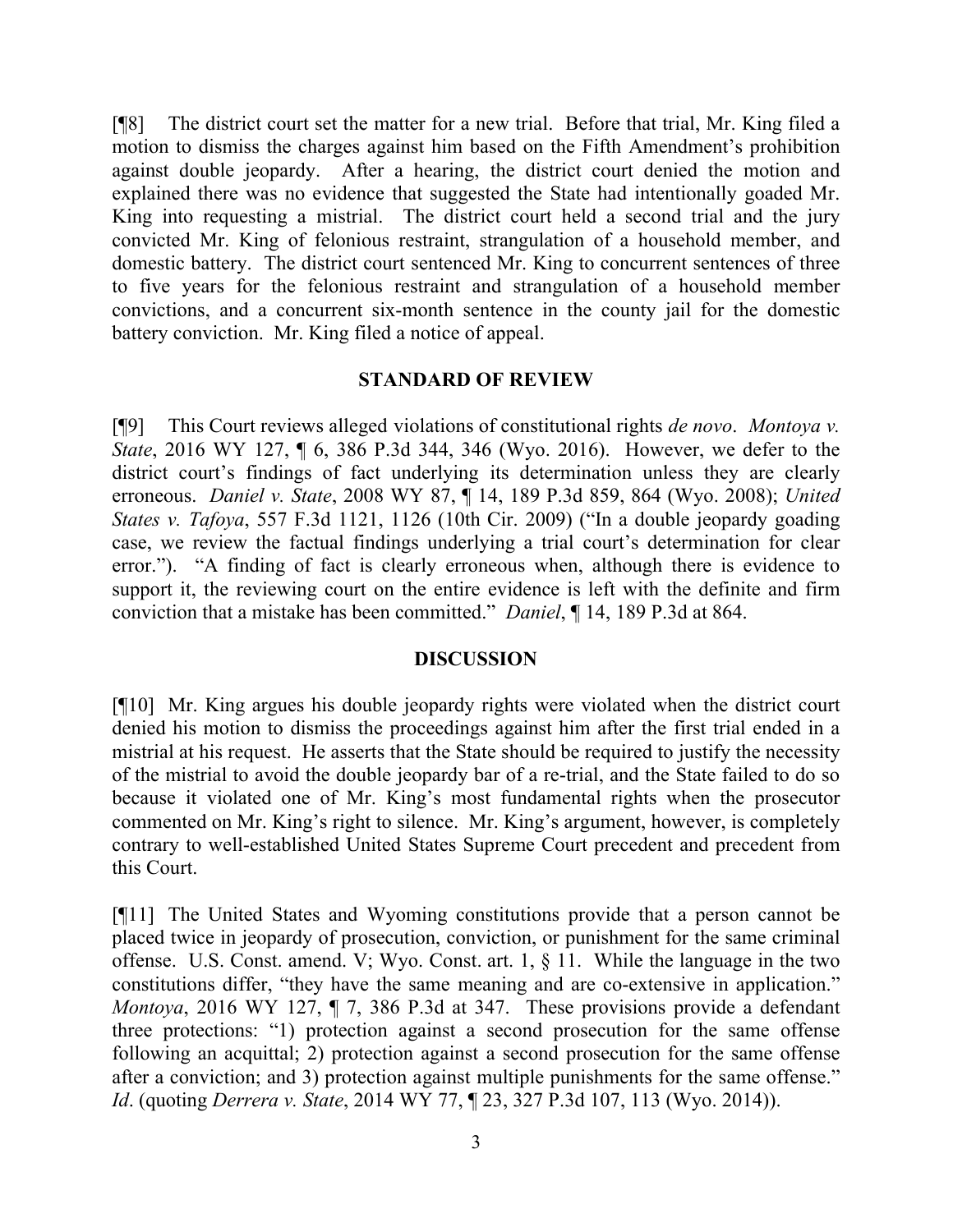[¶8] The district court set the matter for a new trial. Before that trial, Mr. King filed a motion to dismiss the charges against him based on the Fifth Amendment's prohibition against double jeopardy. After a hearing, the district court denied the motion and explained there was no evidence that suggested the State had intentionally goaded Mr. King into requesting a mistrial. The district court held a second trial and the jury convicted Mr. King of felonious restraint, strangulation of a household member, and domestic battery. The district court sentenced Mr. King to concurrent sentences of three to five years for the felonious restraint and strangulation of a household member convictions, and a concurrent six-month sentence in the county jail for the domestic battery conviction. Mr. King filed a notice of appeal.

## STANDARD OF REVIEW

[¶9] This Court reviews alleged violations of constitutional rights *de novo*. *Montoya v. State*, 2016 WY 127, ¶ 6, 386 P.3d 344, 346 (Wyo. 2016). However, we defer to the district court's findings of fact underlying its determination unless they are clearly erroneous. *Daniel v. State*, 2008 WY 87, ¶ 14, 189 P.3d 859, 864 (Wyo. 2008); *United States v. Tafoya*, 557 F.3d 1121, 1126 (10th Cir. 2009) ("In a double jeopardy goading case, we review the factual findings underlying a trial court's determination for clear error."). "A finding of fact is clearly erroneous when, although there is evidence to support it, the reviewing court on the entire evidence is left with the definite and firm conviction that a mistake has been committed." *Daniel*, ¶ 14, 189 P.3d at 864.

## DISCUSSION

[¶10] Mr. King argues his double jeopardy rights were violated when the district court denied his motion to dismiss the proceedings against him after the first trial ended in a mistrial at his request. He asserts that the State should be required to justify the necessity of the mistrial to avoid the double jeopardy bar of a re-trial, and the State failed to do so because it violated one of Mr. King's most fundamental rights when the prosecutor commented on Mr. King's right to silence. Mr. King's argument, however, is completely contrary to well-established United States Supreme Court precedent and precedent from this Court.

[¶11] The United States and Wyoming constitutions provide that a person cannot be placed twice in jeopardy of prosecution, conviction, or punishment for the same criminal offense. U.S. Const. amend. V; Wyo. Const. art. 1, § 11. While the language in the two constitutions differ, "they have the same meaning and are co-extensive in application." *Montoya*, 2016 WY 127, ¶ 7, 386 P.3d at 347. These provisions provide a defendant three protections: "1) protection against a second prosecution for the same offense following an acquittal; 2) protection against a second prosecution for the same offense after a conviction; and 3) protection against multiple punishments for the same offense." *Id*. (quoting *Derrera v. State*, 2014 WY 77, ¶ 23, 327 P.3d 107, 113 (Wyo. 2014)).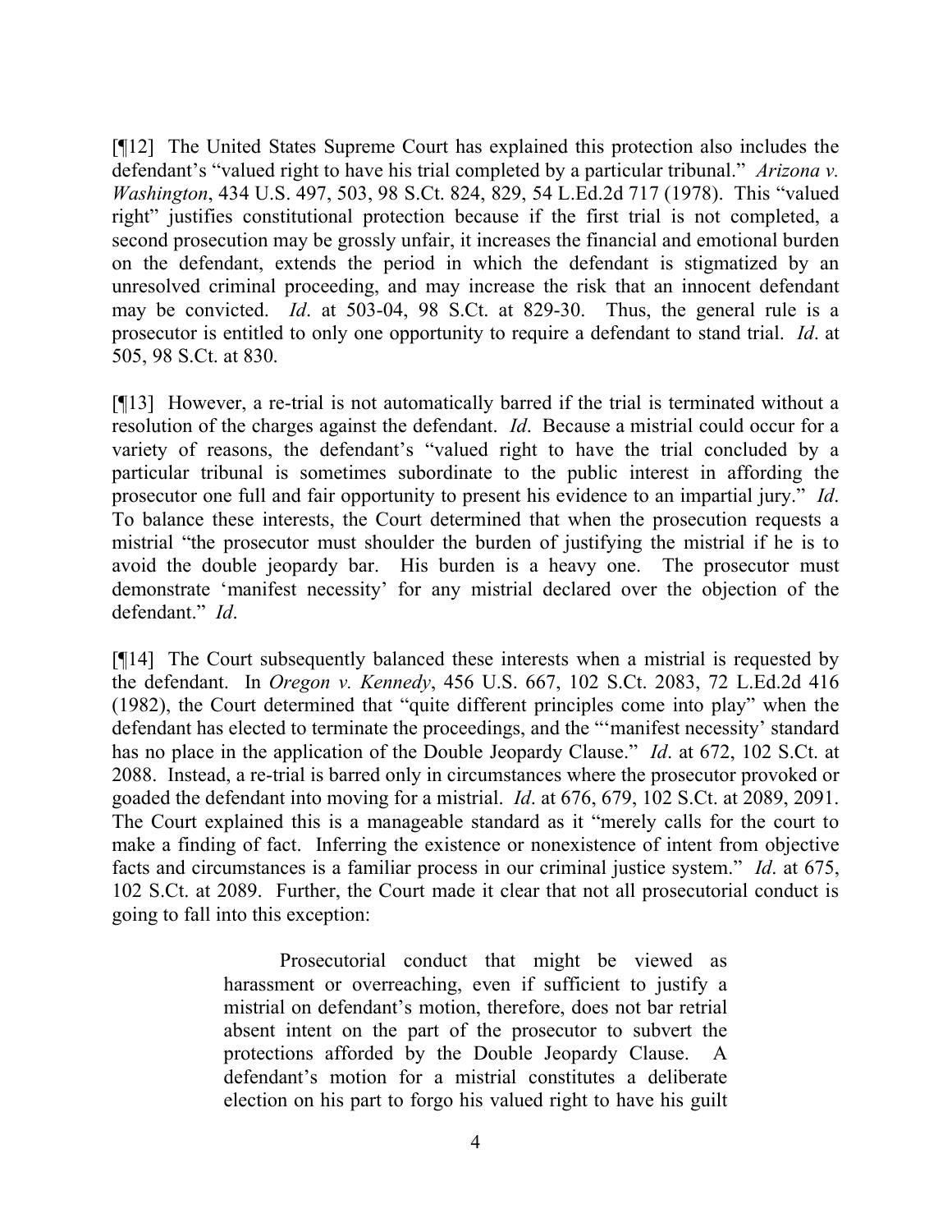[¶12] The United States Supreme Court has explained this protection also includes the defendant's "valued right to have his trial completed by a particular tribunal." *Arizona v. Washington*, 434 U.S. 497, 503, 98 S.Ct. 824, 829, 54 L.Ed.2d 717 (1978). This "valued right" justifies constitutional protection because if the first trial is not completed, a second prosecution may be grossly unfair, it increases the financial and emotional burden on the defendant, extends the period in which the defendant is stigmatized by an unresolved criminal proceeding, and may increase the risk that an innocent defendant may be convicted. *Id*. at 503-04, 98 S.Ct. at 829-30. Thus, the general rule is a prosecutor is entitled to only one opportunity to require a defendant to stand trial. *Id*. at 505, 98 S.Ct. at 830.

[¶13] However, a re-trial is not automatically barred if the trial is terminated without a resolution of the charges against the defendant. *Id*. Because a mistrial could occur for a variety of reasons, the defendant's "valued right to have the trial concluded by a particular tribunal is sometimes subordinate to the public interest in affording the prosecutor one full and fair opportunity to present his evidence to an impartial jury." *Id*. To balance these interests, the Court determined that when the prosecution requests a mistrial "the prosecutor must shoulder the burden of justifying the mistrial if he is to avoid the double jeopardy bar. His burden is a heavy one. The prosecutor must demonstrate 'manifest necessity' for any mistrial declared over the objection of the defendant." *Id*.

[¶14] The Court subsequently balanced these interests when a mistrial is requested by the defendant. In *Oregon v. Kennedy*, 456 U.S. 667, 102 S.Ct. 2083, 72 L.Ed.2d 416 (1982), the Court determined that "quite different principles come into play" when the defendant has elected to terminate the proceedings, and the "'manifest necessity' standard has no place in the application of the Double Jeopardy Clause." *Id*. at 672, 102 S.Ct. at 2088. Instead, a re-trial is barred only in circumstances where the prosecutor provoked or goaded the defendant into moving for a mistrial. *Id*. at 676, 679, 102 S.Ct. at 2089, 2091. The Court explained this is a manageable standard as it "merely calls for the court to make a finding of fact. Inferring the existence or nonexistence of intent from objective facts and circumstances is a familiar process in our criminal justice system." *Id*. at 675, 102 S.Ct. at 2089. Further, the Court made it clear that not all prosecutorial conduct is going to fall into this exception:

> Prosecutorial conduct that might be viewed as harassment or overreaching, even if sufficient to justify a mistrial on defendant's motion, therefore, does not bar retrial absent intent on the part of the prosecutor to subvert the protections afforded by the Double Jeopardy Clause. A defendant's motion for a mistrial constitutes a deliberate election on his part to forgo his valued right to have his guilt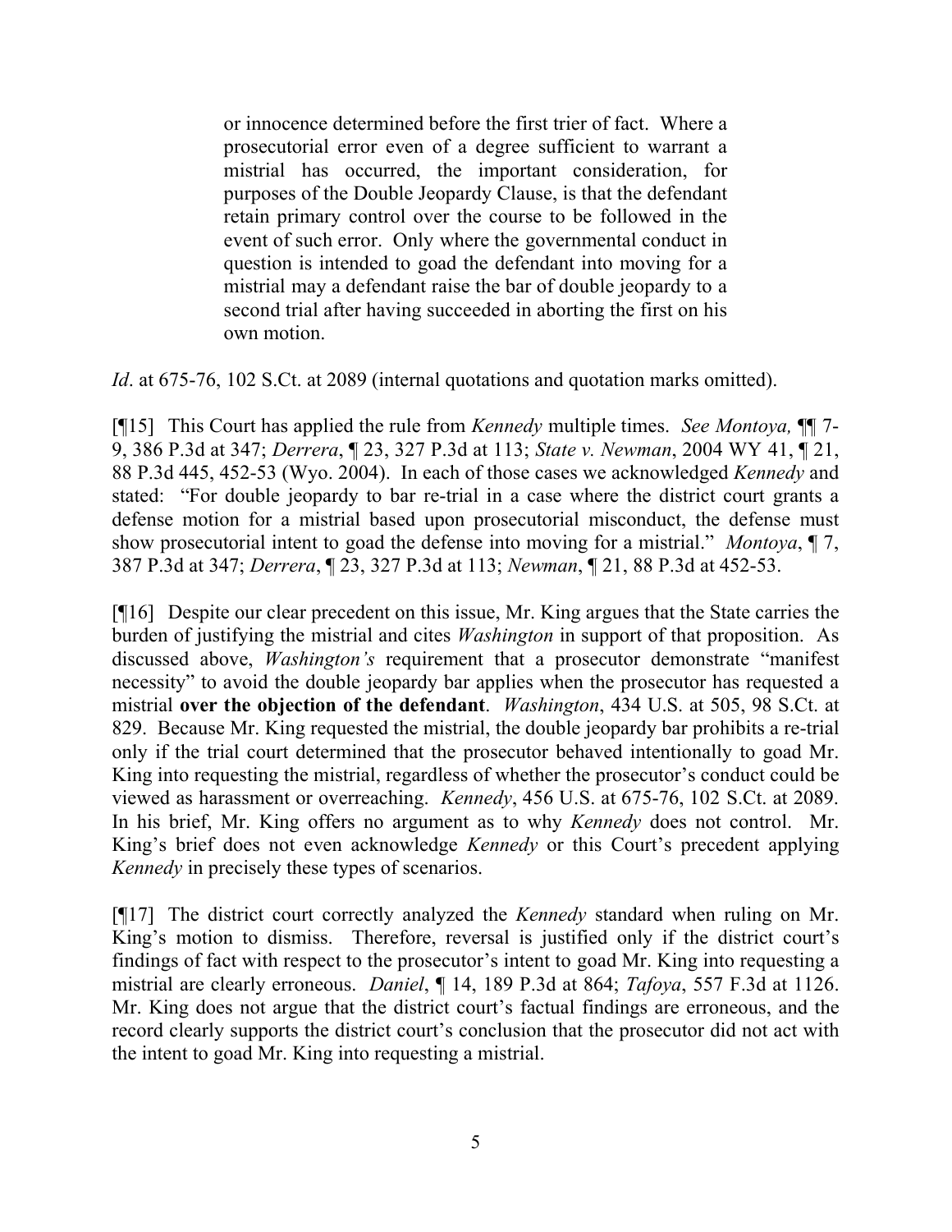> or innocence determined before the first trier of fact. Where a prosecutorial error even of a degree sufficient to warrant a mistrial has occurred, the important consideration, for purposes of the Double Jeopardy Clause, is that the defendant retain primary control over the course to be followed in the event of such error. Only where the governmental conduct in question is intended to goad the defendant into moving for a mistrial may a defendant raise the bar of double jeopardy to a second trial after having succeeded in aborting the first on his own motion.

*Id*. at 675-76, 102 S.Ct. at 2089 (internal quotations and quotation marks omitted).

[¶15] This Court has applied the rule from *Kennedy* multiple times. *See Montoya,* ¶¶ 7-9, 386 P.3d at 347; *Derrera*, ¶ 23, 327 P.3d at 113; *State v. Newman*, 2004 WY 41, ¶ 21, 88 P.3d 445, 452-53 (Wyo. 2004). In each of those cases we acknowledged *Kennedy* and stated: "For double jeopardy to bar re-trial in a case where the district court grants a defense motion for a mistrial based upon prosecutorial misconduct, the defense must show prosecutorial intent to goad the defense into moving for a mistrial." *Montoya*, ¶ 7, 387 P.3d at 347; *Derrera*, ¶ 23, 327 P.3d at 113; *Newman*, ¶ 21, 88 P.3d at 452-53.

[¶16] Despite our clear precedent on this issue, Mr. King argues that the State carries the burden of justifying the mistrial and cites *Washington* in support of that proposition. As discussed above, *Washington's* requirement that a prosecutor demonstrate "manifest necessity" to avoid the double jeopardy bar applies when the prosecutor has requested a mistrial **over the objection of the defendant**. *Washington*, 434 U.S. at 505, 98 S.Ct. at 829. Because Mr. King requested the mistrial, the double jeopardy bar prohibits a re-trial only if the trial court determined that the prosecutor behaved intentionally to goad Mr. King into requesting the mistrial, regardless of whether the prosecutor's conduct could be viewed as harassment or overreaching. *Kennedy*, 456 U.S. at 675-76, 102 S.Ct. at 2089. In his brief, Mr. King offers no argument as to why *Kennedy* does not control. Mr. King's brief does not even acknowledge *Kennedy* or this Court's precedent applying *Kennedy* in precisely these types of scenarios.

[¶17] The district court correctly analyzed the *Kennedy* standard when ruling on Mr. King's motion to dismiss. Therefore, reversal is justified only if the district court's findings of fact with respect to the prosecutor's intent to goad Mr. King into requesting a mistrial are clearly erroneous. *Daniel*, ¶ 14, 189 P.3d at 864; *Tafoya*, 557 F.3d at 1126. Mr. King does not argue that the district court's factual findings are erroneous, and the record clearly supports the district court's conclusion that the prosecutor did not act with the intent to goad Mr. King into requesting a mistrial.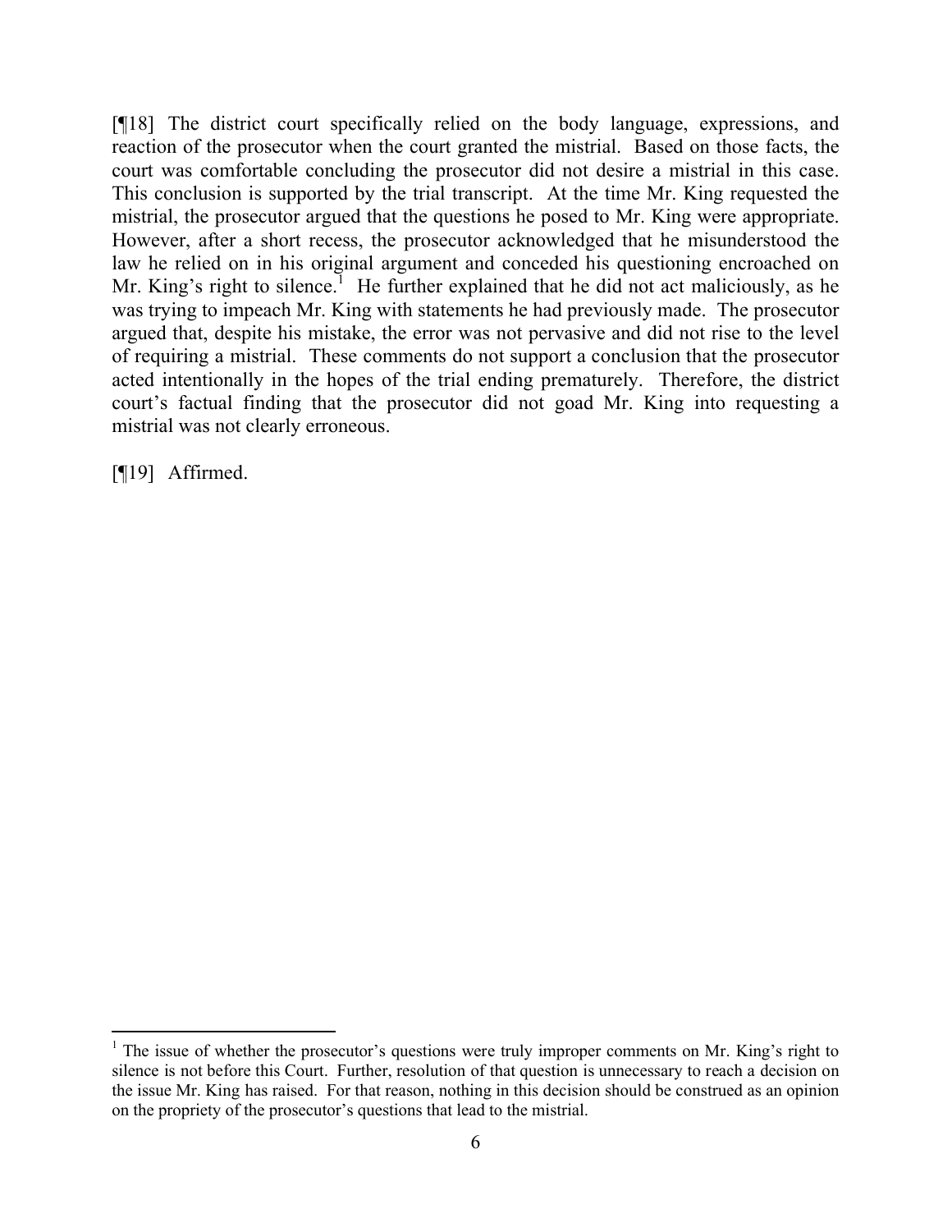[¶18] The district court specifically relied on the body language, expressions, and reaction of the prosecutor when the court granted the mistrial. Based on those facts, the court was comfortable concluding the prosecutor did not desire a mistrial in this case. This conclusion is supported by the trial transcript. At the time Mr. King requested the mistrial, the prosecutor argued that the questions he posed to Mr. King were appropriate. However, after a short recess, the prosecutor acknowledged that he misunderstood the law he relied on in his original argument and conceded his questioning encroached on Mr. King's right to silence.[1] He further explained that he did not act maliciously, as he was trying to impeach Mr. King with statements he had previously made. The prosecutor argued that, despite his mistake, the error was not pervasive and did not rise to the level of requiring a mistrial. These comments do not support a conclusion that the prosecutor acted intentionally in the hopes of the trial ending prematurely. Therefore, the district court's factual finding that the prosecutor did not goad Mr. King into requesting a mistrial was not clearly erroneous.

[¶19] Affirmed.

---

[1] The issue of whether the prosecutor's questions were truly improper comments on Mr. King's right to silence is not before this Court. Further, resolution of that question is unnecessary to reach a decision on the issue Mr. King has raised. For that reason, nothing in this decision should be construed as an opinion on the propriety of the prosecutor's questions that lead to the mistrial.